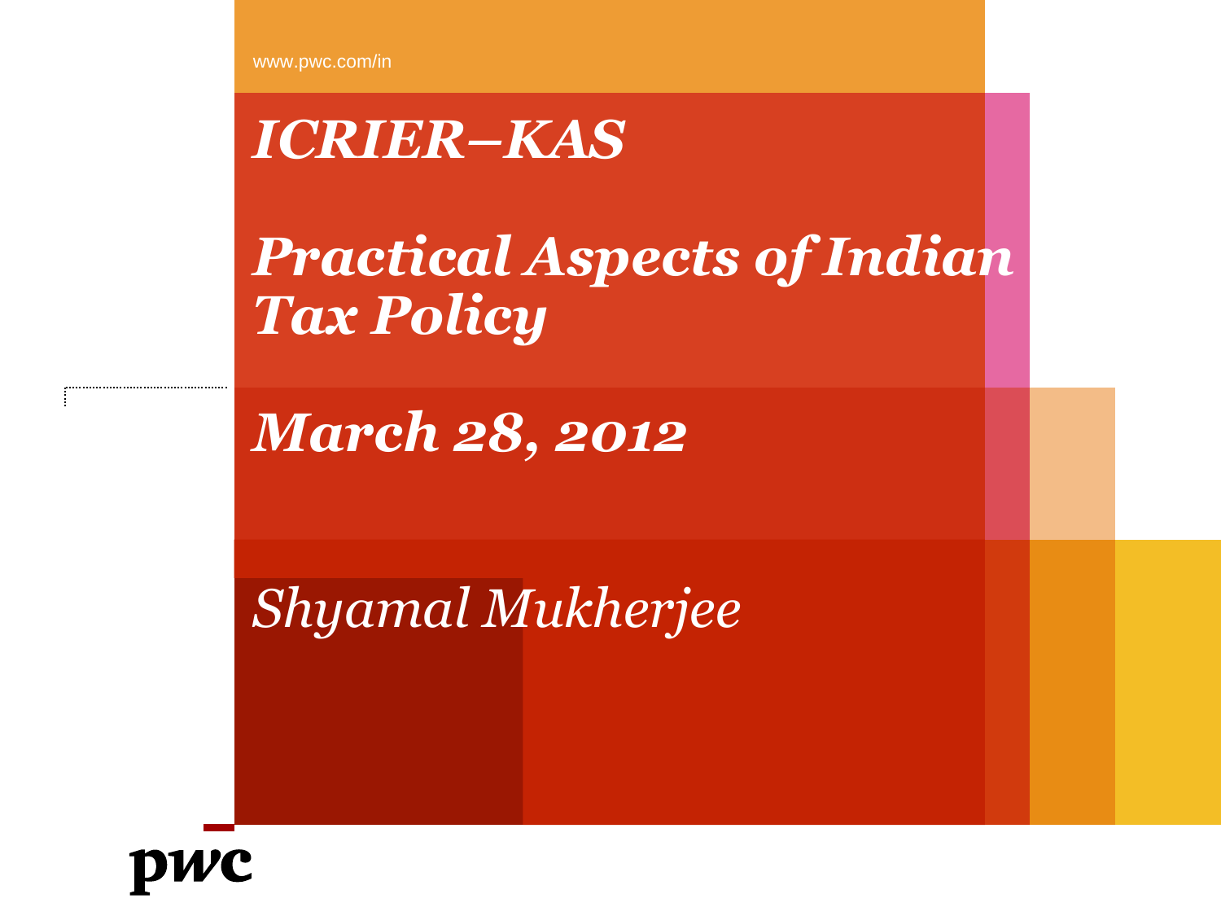www.pwc.com/in

# ICRIER–KAS

# Practical Aspects of Indian Tax Policy

## March 28, 2012

*Shyamal Mukherjee*

pwc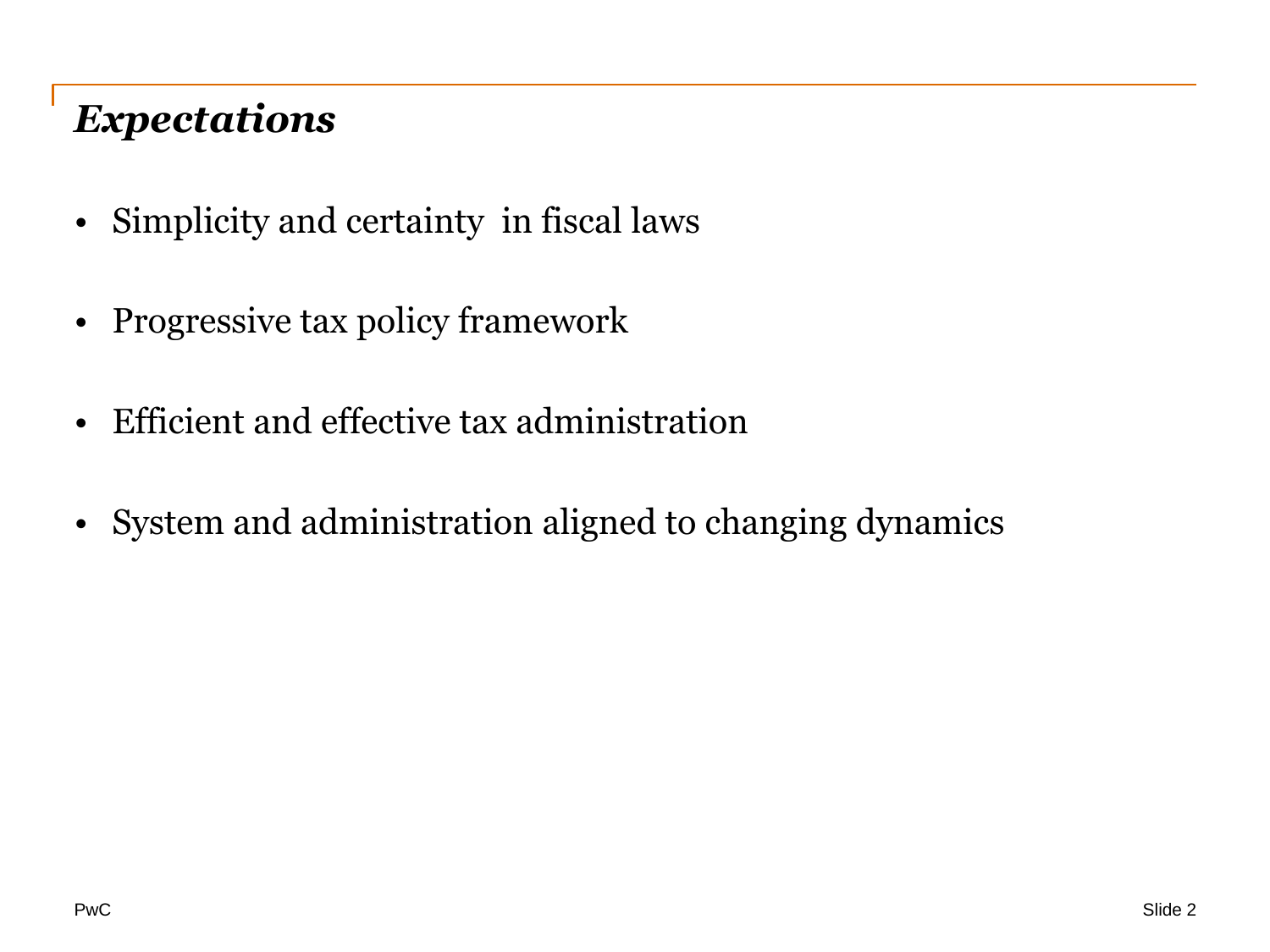## *Expectations*

- Simplicity and certainty  in fiscal laws
- Progressive tax policy framework
- Efficient and effective tax administration
- System and administration aligned to changing dynamics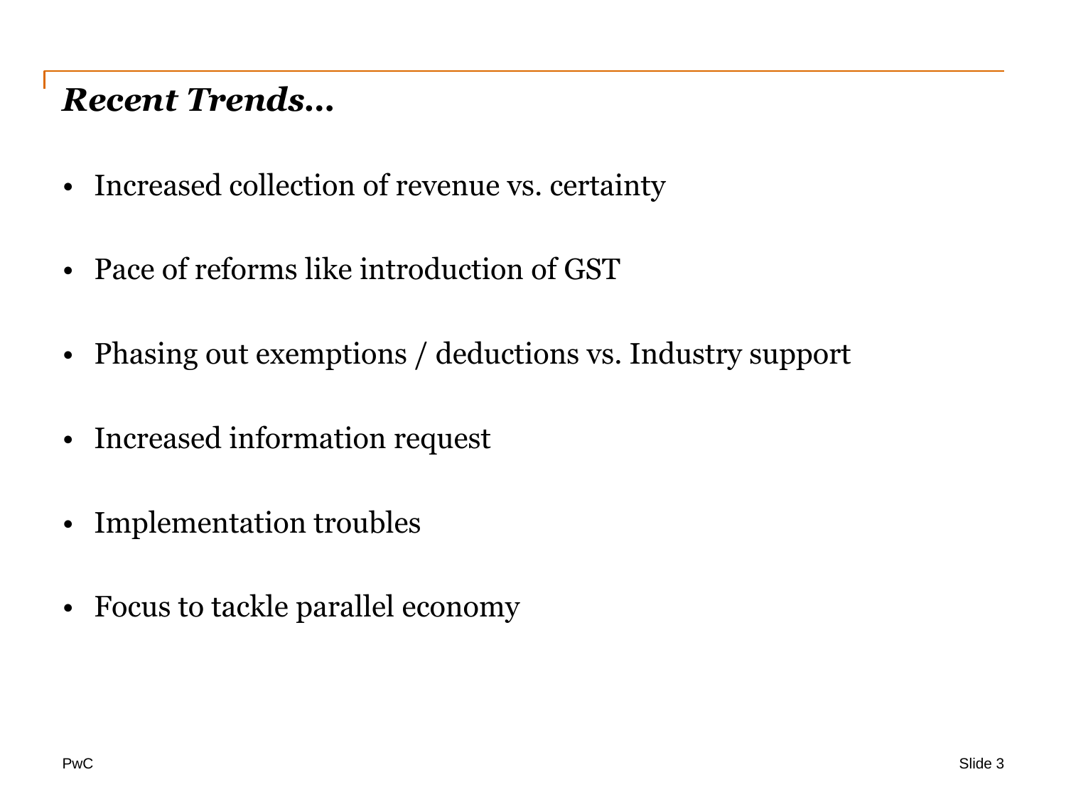## *Recent Trends…*

- Increased collection of revenue vs. certainty
- Pace of reforms like introduction of GST
- Phasing out exemptions / deductions vs. Industry support
- Increased information request
- Implementation troubles
- Focus to tackle parallel economy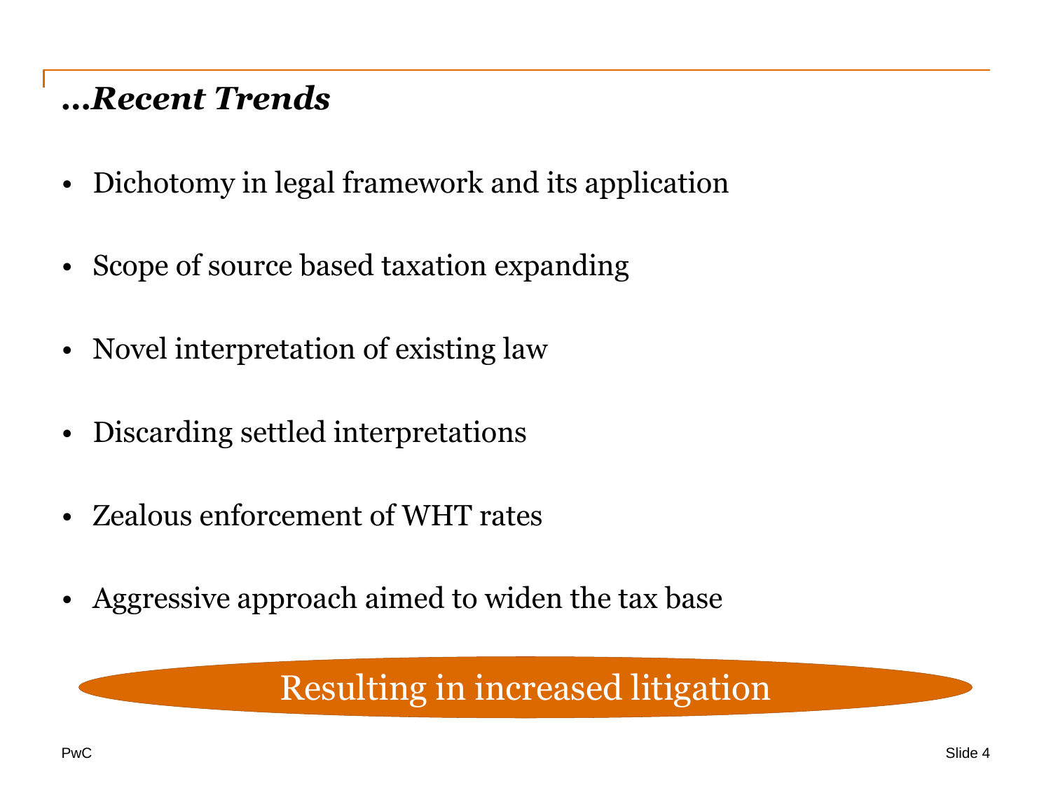## *…Recent Trends*

- Dichotomy in legal framework and its application
- Scope of source based taxation expanding
- Novel interpretation of existing law
- Discarding settled interpretations
- Zealous enforcement of WHT rates
- Aggressive approach aimed to widen the tax base

Resulting in increased litigation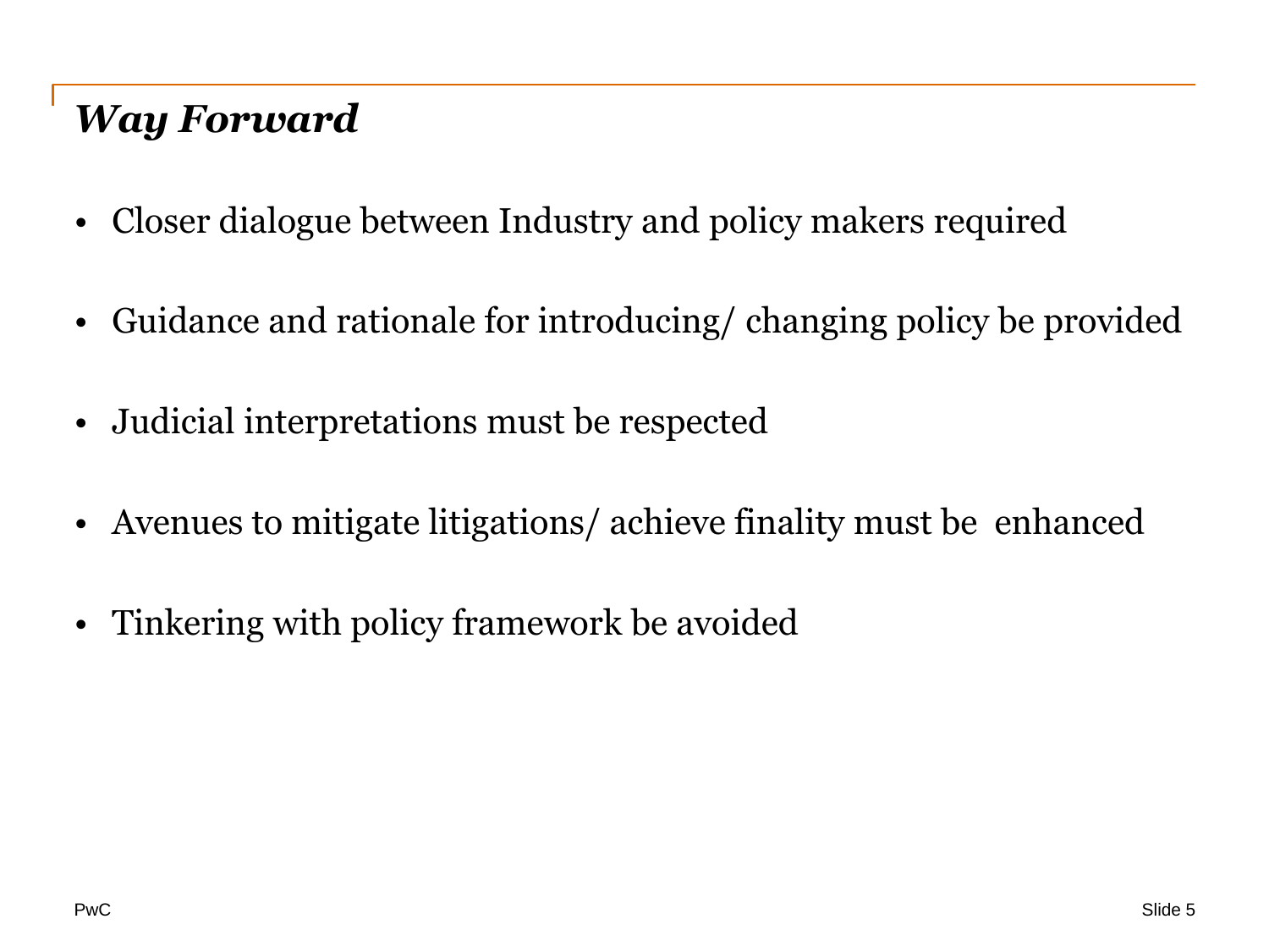## *Way Forward*

- Closer dialogue between Industry and policy makers required
- Guidance and rationale for introducing/ changing policy be provided
- Judicial interpretations must be respected
- Avenues to mitigate litigations/ achieve finality must be enhanced
- Tinkering with policy framework be avoided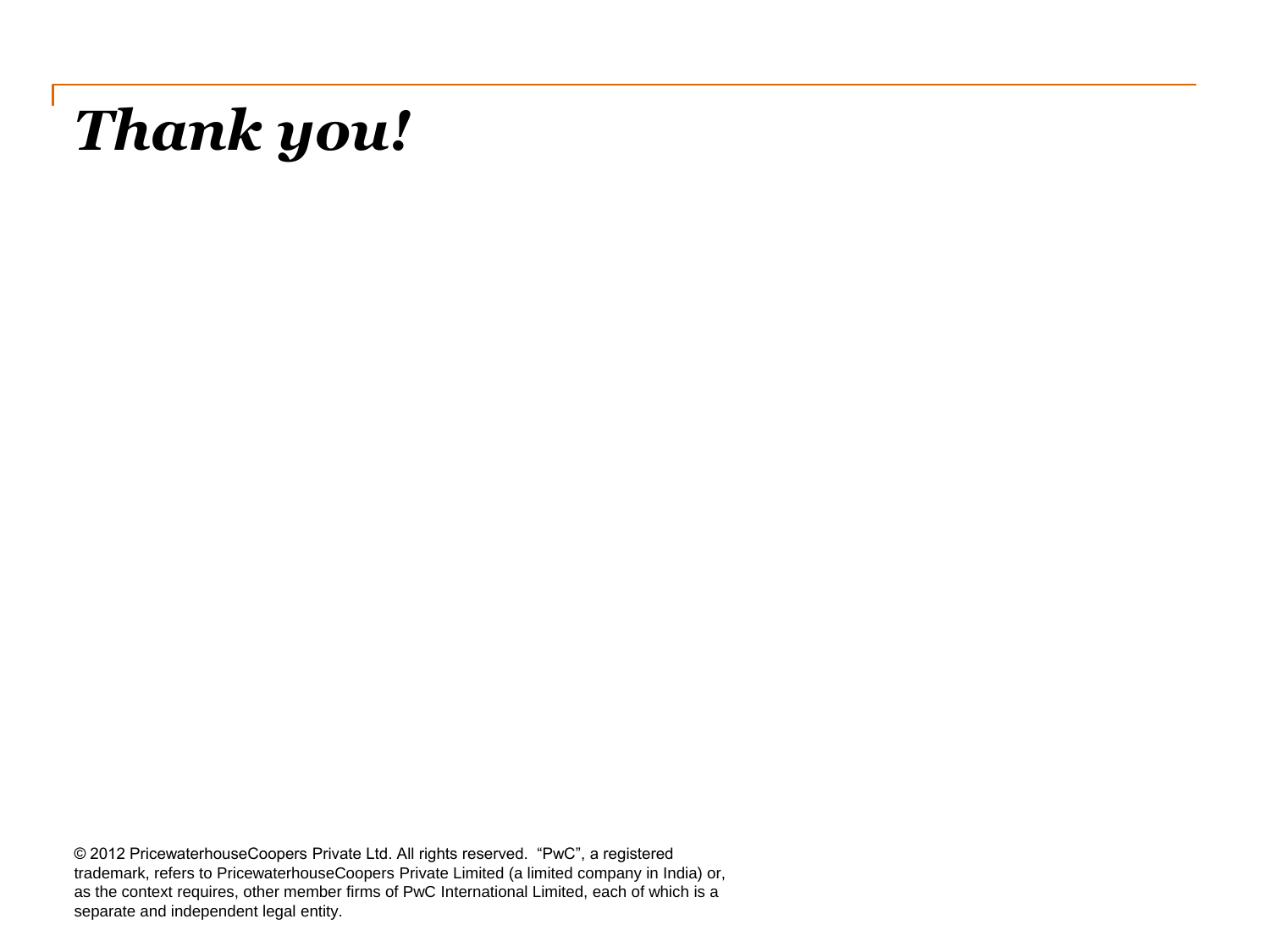# *Thank you!*

© 2012 PricewaterhouseCoopers Private Ltd. All rights reserved. "PwC", a registered trademark, refers to PricewaterhouseCoopers Private Limited (a limited company in India) or, as the context requires, other member firms of PwC International Limited, each of which is a separate and independent legal entity.